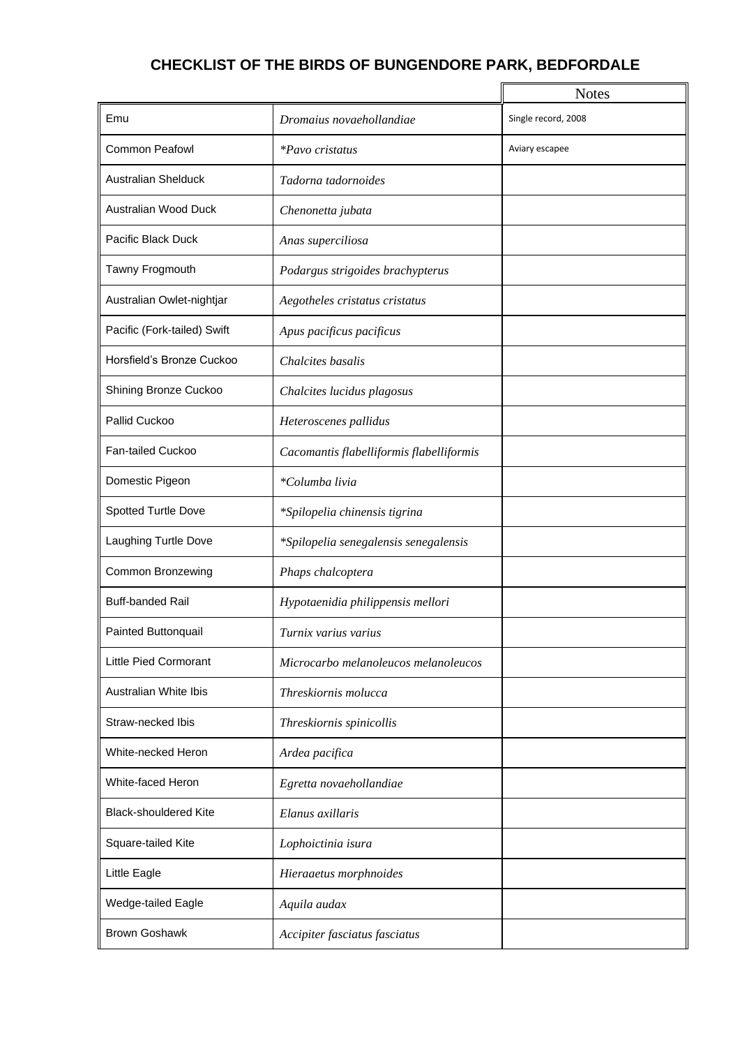# CHECKLIST OF THE BIRDS OF BUNGENDORE PARK, BEDFORDALE

| | | Notes |
|---|---|---|
| Emu | *Dromaius novaehollandiae* | Single record, 2008 |
| Common Peafowl | *\*Pavo cristatus* | Aviary escapee |
| Australian Shelduck | *Tadorna tadornoides* | |
| Australian Wood Duck | *Chenonetta jubata* | |
| Pacific Black Duck | *Anas superciliosa* | |
| Tawny Frogmouth | *Podargus strigoides brachypterus* | |
| Australian Owlet-nightjar | *Aegotheles cristatus cristatus* | |
| Pacific (Fork-tailed) Swift | *Apus pacificus pacificus* | |
| Horsfield's Bronze Cuckoo | *Chalcites basalis* | |
| Shining Bronze Cuckoo | *Chalcites lucidus plagosus* | |
| Pallid Cuckoo | *Heteroscenes pallidus* | |
| Fan-tailed Cuckoo | *Cacomantis flabelliformis flabelliformis* | |
| Domestic Pigeon | *\*Columba livia* | |
| Spotted Turtle Dove | *\*Spilopelia chinensis tigrina* | |
| Laughing Turtle Dove | *\*Spilopelia senegalensis senegalensis* | |
| Common Bronzewing | *Phaps chalcoptera* | |
| Buff-banded Rail | *Hypotaenidia philippensis mellori* | |
| Painted Buttonquail | *Turnix varius varius* | |
| Little Pied Cormorant | *Microcarbo melanoleucos melanoleucos* | |
| Australian White Ibis | *Threskiornis molucca* | |
| Straw-necked Ibis | *Threskiornis spinicollis* | |
| White-necked Heron | *Ardea pacifica* | |
| White-faced Heron | *Egretta novaehollandiae* | |
| Black-shouldered Kite | *Elanus axillaris* | |
| Square-tailed Kite | *Lophoictinia isura* | |
| Little Eagle | *Hieraaetus morphnoides* | |
| Wedge-tailed Eagle | *Aquila audax* | |
| Brown Goshawk | *Accipiter fasciatus fasciatus* | |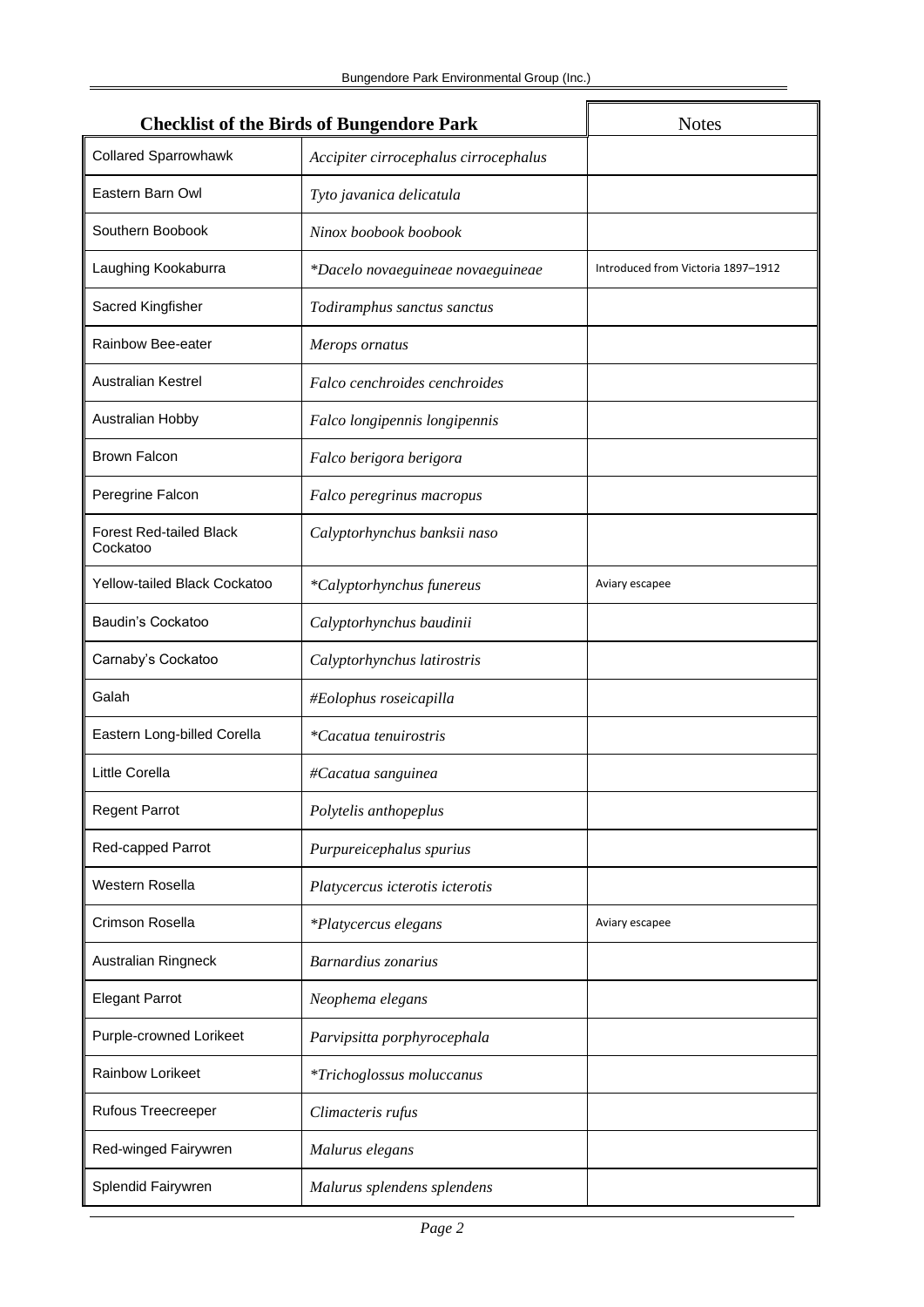| Checklist of the Birds of Bungendore Park | | Notes |
|---|---|---|
| Collared Sparrowhawk | *Accipiter cirrocephalus cirrocephalus* | |
| Eastern Barn Owl | *Tyto javanica delicatula* | |
| Southern Boobook | *Ninox boobook boobook* | |
| Laughing Kookaburra | **Dacelo novaeguineae novaeguineae* | Introduced from Victoria 1897–1912 |
| Sacred Kingfisher | *Todiramphus sanctus sanctus* | |
| Rainbow Bee-eater | *Merops ornatus* | |
| Australian Kestrel | *Falco cenchroides cenchroides* | |
| Australian Hobby | *Falco longipennis longipennis* | |
| Brown Falcon | *Falco berigora berigora* | |
| Peregrine Falcon | *Falco peregrinus macropus* | |
| Forest Red-tailed Black Cockatoo | *Calyptorhynchus banksii naso* | |
| Yellow-tailed Black Cockatoo | **Calyptorhynchus funereus* | Aviary escapee |
| Baudin's Cockatoo | *Calyptorhynchus baudinii* | |
| Carnaby's Cockatoo | *Calyptorhynchus latirostris* | |
| Galah | *#Eolophus roseicapilla* | |
| Eastern Long-billed Corella | **Cacatua tenuirostris* | |
| Little Corella | *#Cacatua sanguinea* | |
| Regent Parrot | *Polytelis anthopeplus* | |
| Red-capped Parrot | *Purpureicephalus spurius* | |
| Western Rosella | *Platycercus icterotis icterotis* | |
| Crimson Rosella | **Platycercus elegans* | Aviary escapee |
| Australian Ringneck | *Barnardius zonarius* | |
| Elegant Parrot | *Neophema elegans* | |
| Purple-crowned Lorikeet | *Parvipsitta porphyrocephala* | |
| Rainbow Lorikeet | **Trichoglossus moluccanus* | |
| Rufous Treecreeper | *Climacteris rufus* | |
| Red-winged Fairywren | *Malurus elegans* | |
| Splendid Fairywren | *Malurus splendens splendens* | |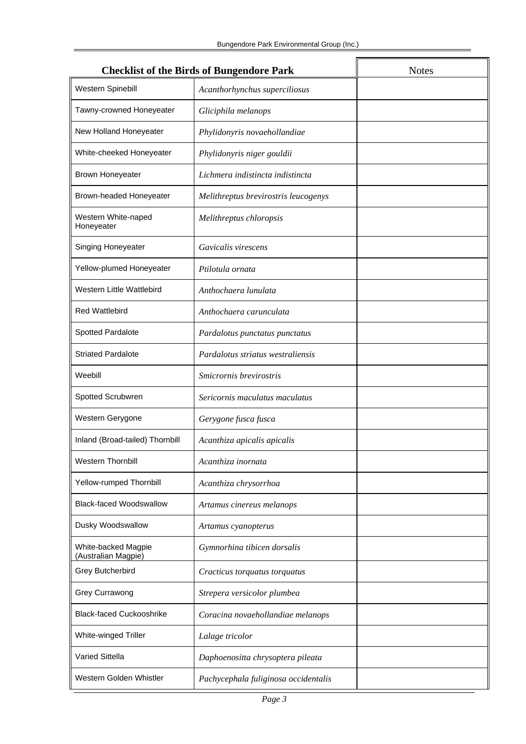| Checklist of the Birds of Bungendore Park | | Notes |
|---|---|---|
| Western Spinebill | *Acanthorhynchus superciliosus* | |
| Tawny-crowned Honeyeater | *Gliciphila melanops* | |
| New Holland Honeyeater | *Phylidonyris novaehollandiae* | |
| White-cheeked Honeyeater | *Phylidonyris niger gouldii* | |
| Brown Honeyeater | *Lichmera indistincta indistincta* | |
| Brown-headed Honeyeater | *Melithreptus brevirostris leucogenys* | |
| Western White-naped Honeyeater | *Melithreptus chloropsis* | |
| Singing Honeyeater | *Gavicalis virescens* | |
| Yellow-plumed Honeyeater | *Ptilotula ornata* | |
| Western Little Wattlebird | *Anthochaera lunulata* | |
| Red Wattlebird | *Anthochaera carunculata* | |
| Spotted Pardalote | *Pardalotus punctatus punctatus* | |
| Striated Pardalote | *Pardalotus striatus westraliensis* | |
| Weebill | *Smicrornis brevirostris* | |
| Spotted Scrubwren | *Sericornis maculatus maculatus* | |
| Western Gerygone | *Gerygone fusca fusca* | |
| Inland (Broad-tailed) Thornbill | *Acanthiza apicalis apicalis* | |
| Western Thornbill | *Acanthiza inornata* | |
| Yellow-rumped Thornbill | *Acanthiza chrysorrhoa* | |
| Black-faced Woodswallow | *Artamus cinereus melanops* | |
| Dusky Woodswallow | *Artamus cyanopterus* | |
| White-backed Magpie (Australian Magpie) | *Gymnorhina tibicen dorsalis* | |
| Grey Butcherbird | *Cracticus torquatus torquatus* | |
| Grey Currawong | *Strepera versicolor plumbea* | |
| Black-faced Cuckooshrike | *Coracina novaehollandiae melanops* | |
| White-winged Triller | *Lalage tricolor* | |
| Varied Sittella | *Daphoenositta chrysoptera pileata* | |
| Western Golden Whistler | *Pachycephala fuliginosa occidentalis* | |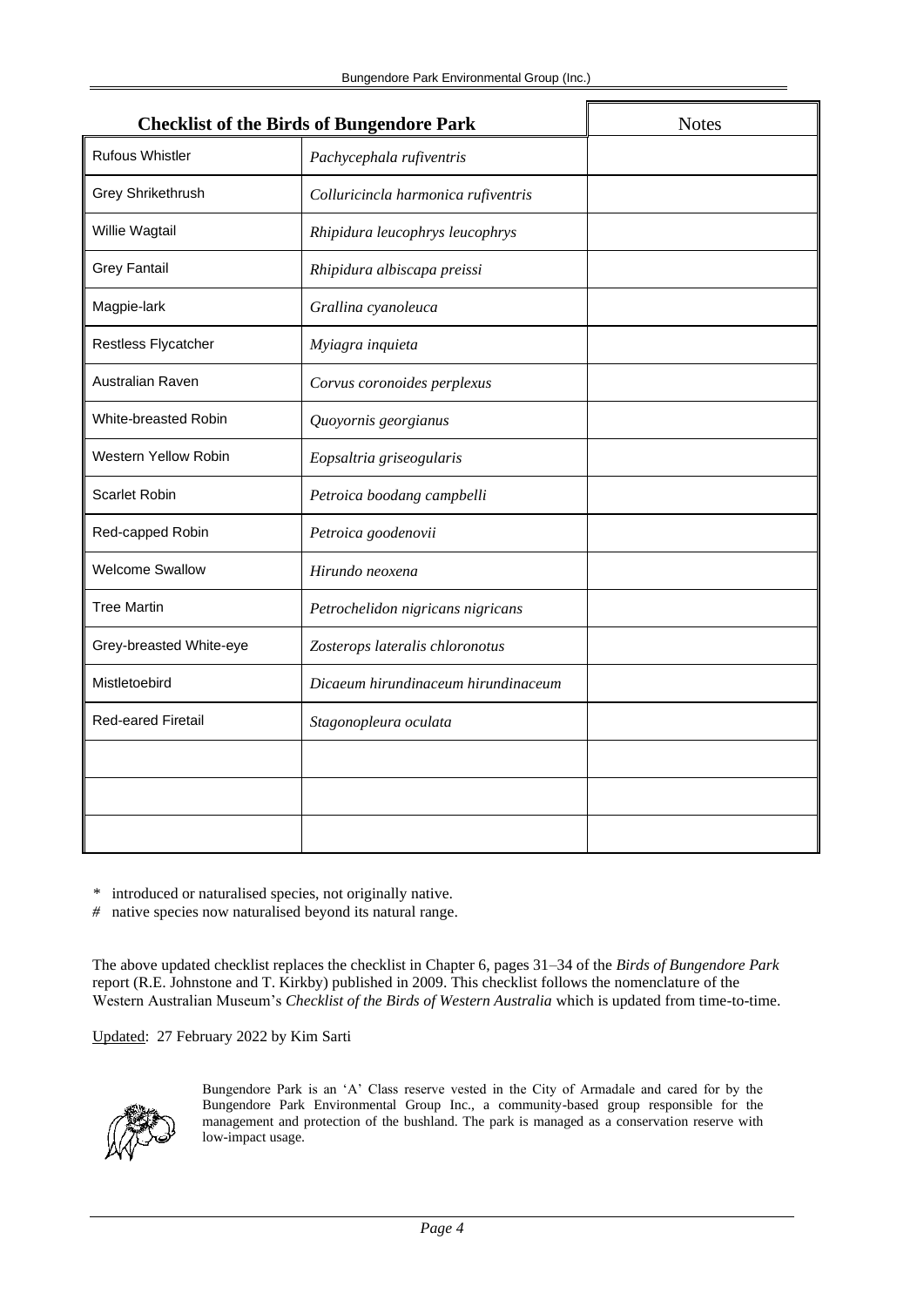| Checklist of the Birds of Bungendore Park | | Notes |
|---|---|---|
| Rufous Whistler | *Pachycephala rufiventris* | |
| Grey Shrikethrush | *Colluricincla harmonica rufiventris* | |
| Willie Wagtail | *Rhipidura leucophrys leucophrys* | |
| Grey Fantail | *Rhipidura albiscapa preissi* | |
| Magpie-lark | *Grallina cyanoleuca* | |
| Restless Flycatcher | *Myiagra inquieta* | |
| Australian Raven | *Corvus coronoides perplexus* | |
| White-breasted Robin | *Quoyornis georgianus* | |
| Western Yellow Robin | *Eopsaltria griseogularis* | |
| Scarlet Robin | *Petroica boodang campbelli* | |
| Red-capped Robin | *Petroica goodenovii* | |
| Welcome Swallow | *Hirundo neoxena* | |
| Tree Martin | *Petrochelidon nigricans nigricans* | |
| Grey-breasted White-eye | *Zosterops lateralis chloronotus* | |
| Mistletoebird | *Dicaeum hirundinaceum hirundinaceum* | |
| Red-eared Firetail | *Stagonopleura oculata* | |
| | | |
| | | |
| | | |

\* introduced or naturalised species, not originally native.

\# native species now naturalised beyond its natural range.

The above updated checklist replaces the checklist in Chapter 6, pages 31–34 of the *Birds of Bungendore Park* report (R.E. Johnstone and T. Kirkby) published in 2009. This checklist follows the nomenclature of the Western Australian Museum's *Checklist of the Birds of Western Australia* which is updated from time-to-time.

Updated: 27 February 2022 by Kim Sarti

Bungendore Park is an 'A' Class reserve vested in the City of Armadale and cared for by the Bungendore Park Environmental Group Inc., a community-based group responsible for the management and protection of the bushland. The park is managed as a conservation reserve with low-impact usage.